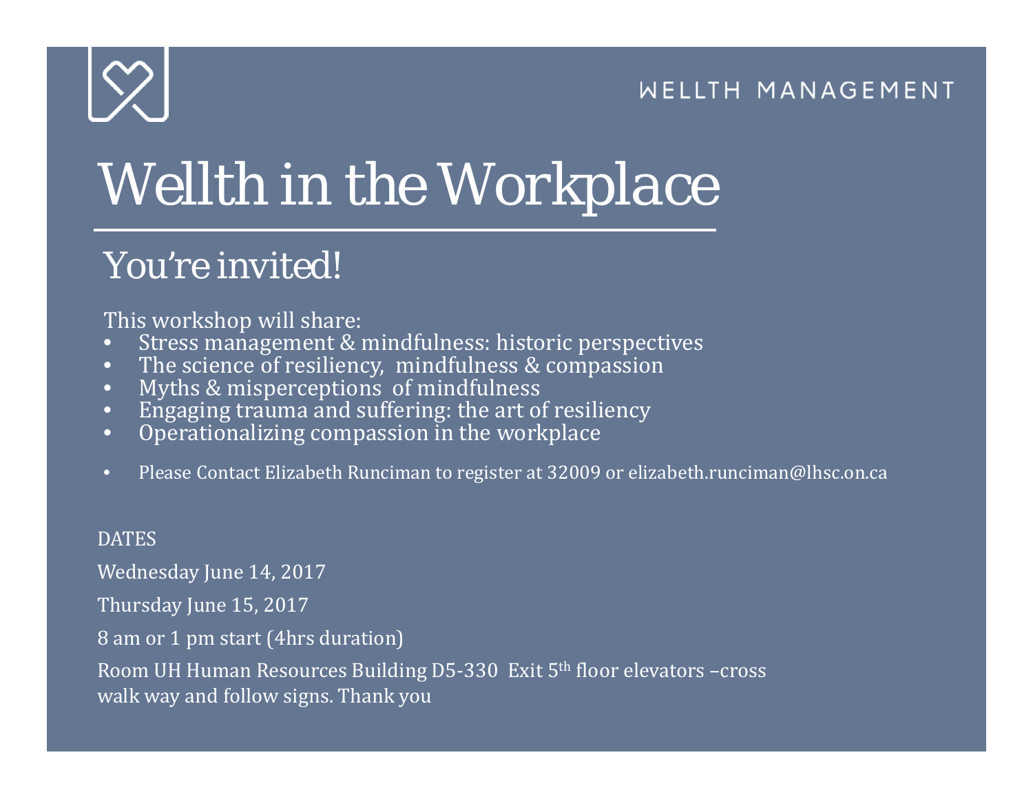WELLTH MANAGEMENT

# Wellth in the Workplace

## You're invited!

This workshop will share:

- Stress management & mindfulness: historic perspectives
- The science of resiliency, mindfulness & compassion
- Myths & misperceptions of mindfulness
- Engaging trauma and suffering: the art of resiliency
- Operationalizing compassion in the workplace

- Please Contact Elizabeth Runciman to register at 32009 or elizabeth.runciman@lhsc.on.ca

DATES

Wednesday June 14, 2017

Thursday June 15, 2017

8 am or 1 pm start (4hrs duration)

Room UH Human Resources Building D5-330 Exit 5th floor elevators –cross walk way and follow signs. Thank you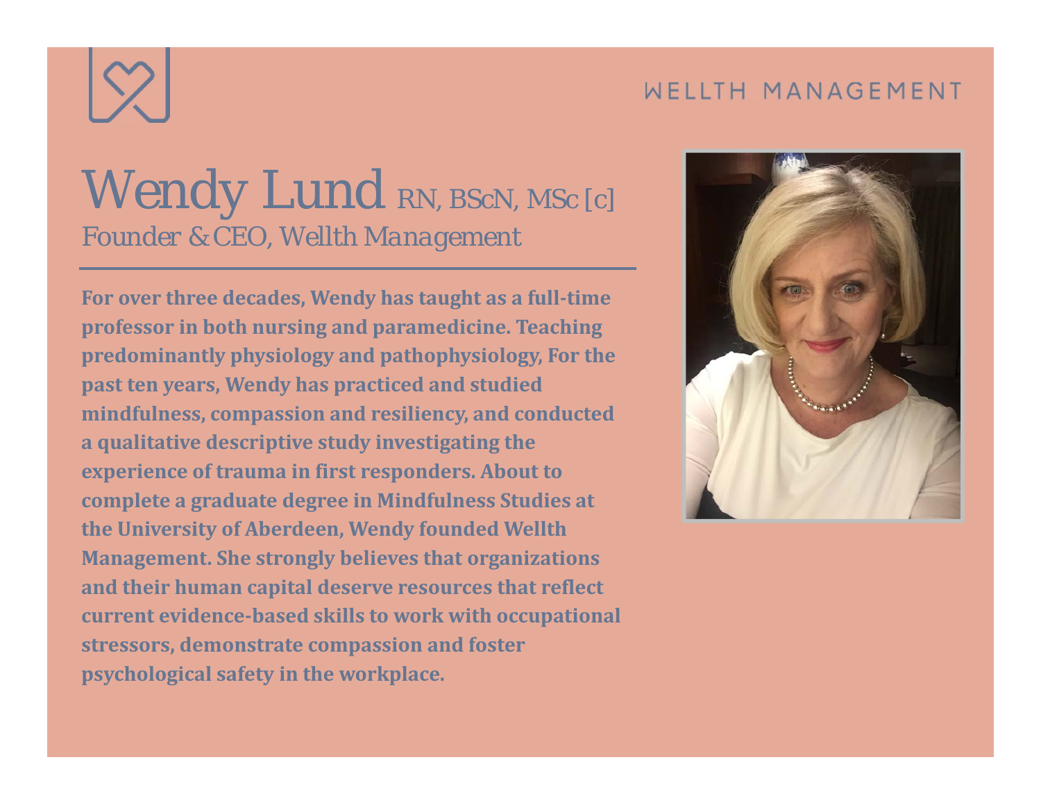WELLTH MANAGEMENT

# Wendy Lund RN, BScN, MSc [c]

*Founder & CEO, Wellth Management*

**For over three decades, Wendy has taught as a full-time professor in both nursing and paramedicine. Teaching predominantly physiology and pathophysiology, For the past ten years, Wendy has practiced and studied mindfulness, compassion and resiliency, and conducted a qualitative descriptive study investigating the experience of trauma in first responders. About to complete a graduate degree in Mindfulness Studies at the University of Aberdeen, Wendy founded Wellth Management. She strongly believes that organizations and their human capital deserve resources that reflect current evidence-based skills to work with occupational stressors, demonstrate compassion and foster psychological safety in the workplace.**